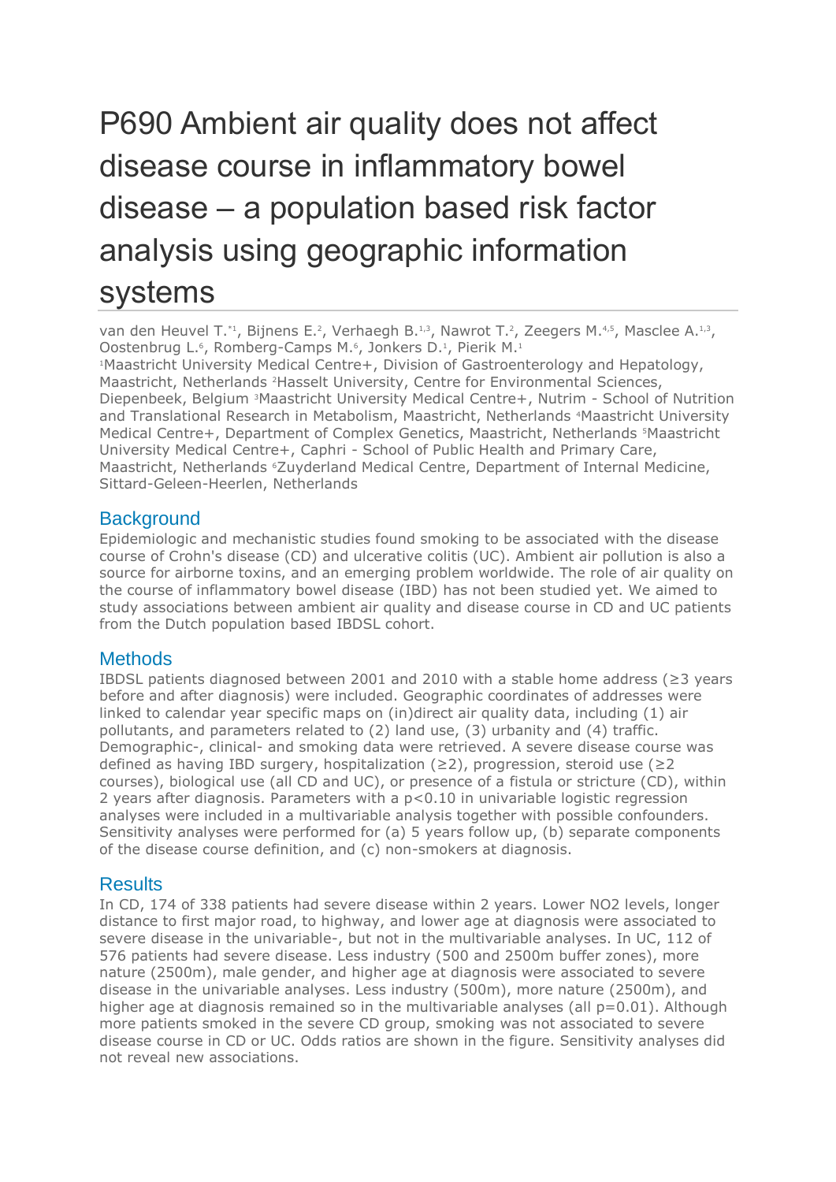# P690 Ambient air quality does not affect disease course in inflammatory bowel disease – a population based risk factor analysis using geographic information systems

van den Heuvel T.*[1], Bijnens E.[2], Verhaegh B.[1,3], Nawrot T.[2], Zeegers M.[4,5], Masclee A.[1,3], Oostenbrug L.[6], Romberg-Camps M.[6], Jonkers D.[1], Pierik M.[1]

[1]Maastricht University Medical Centre+, Division of Gastroenterology and Hepatology, Maastricht, Netherlands [2]Hasselt University, Centre for Environmental Sciences, Diepenbeek, Belgium [3]Maastricht University Medical Centre+, Nutrim - School of Nutrition and Translational Research in Metabolism, Maastricht, Netherlands [4]Maastricht University Medical Centre+, Department of Complex Genetics, Maastricht, Netherlands [5]Maastricht University Medical Centre+, Caphri - School of Public Health and Primary Care, Maastricht, Netherlands [6]Zuyderland Medical Centre, Department of Internal Medicine, Sittard-Geleen-Heerlen, Netherlands

## Background

Epidemiologic and mechanistic studies found smoking to be associated with the disease course of Crohn's disease (CD) and ulcerative colitis (UC). Ambient air pollution is also a source for airborne toxins, and an emerging problem worldwide. The role of air quality on the course of inflammatory bowel disease (IBD) has not been studied yet. We aimed to study associations between ambient air quality and disease course in CD and UC patients from the Dutch population based IBDSL cohort.

## Methods

IBDSL patients diagnosed between 2001 and 2010 with a stable home address (≥3 years before and after diagnosis) were included. Geographic coordinates of addresses were linked to calendar year specific maps on (in)direct air quality data, including (1) air pollutants, and parameters related to (2) land use, (3) urbanity and (4) traffic. Demographic-, clinical- and smoking data were retrieved. A severe disease course was defined as having IBD surgery, hospitalization (≥2), progression, steroid use (≥2 courses), biological use (all CD and UC), or presence of a fistula or stricture (CD), within 2 years after diagnosis. Parameters with a $p<0.10$ in univariable logistic regression analyses were included in a multivariable analysis together with possible confounders. Sensitivity analyses were performed for (a) 5 years follow up, (b) separate components of the disease course definition, and (c) non-smokers at diagnosis.

## Results

In CD, 174 of 338 patients had severe disease within 2 years. Lower $NO_2$ levels, longer distance to first major road, to highway, and lower age at diagnosis were associated to severe disease in the univariable-, but not in the multivariable analyses. In UC, 112 of 576 patients had severe disease. Less industry (500 and 2500m buffer zones), more nature (2500m), male gender, and higher age at diagnosis were associated to severe disease in the univariable analyses. Less industry (500m), more nature (2500m), and higher age at diagnosis remained so in the multivariable analyses (all $p=0.01$). Although more patients smoked in the severe CD group, smoking was not associated to severe disease course in CD or UC. Odds ratios are shown in the figure. Sensitivity analyses did not reveal new associations.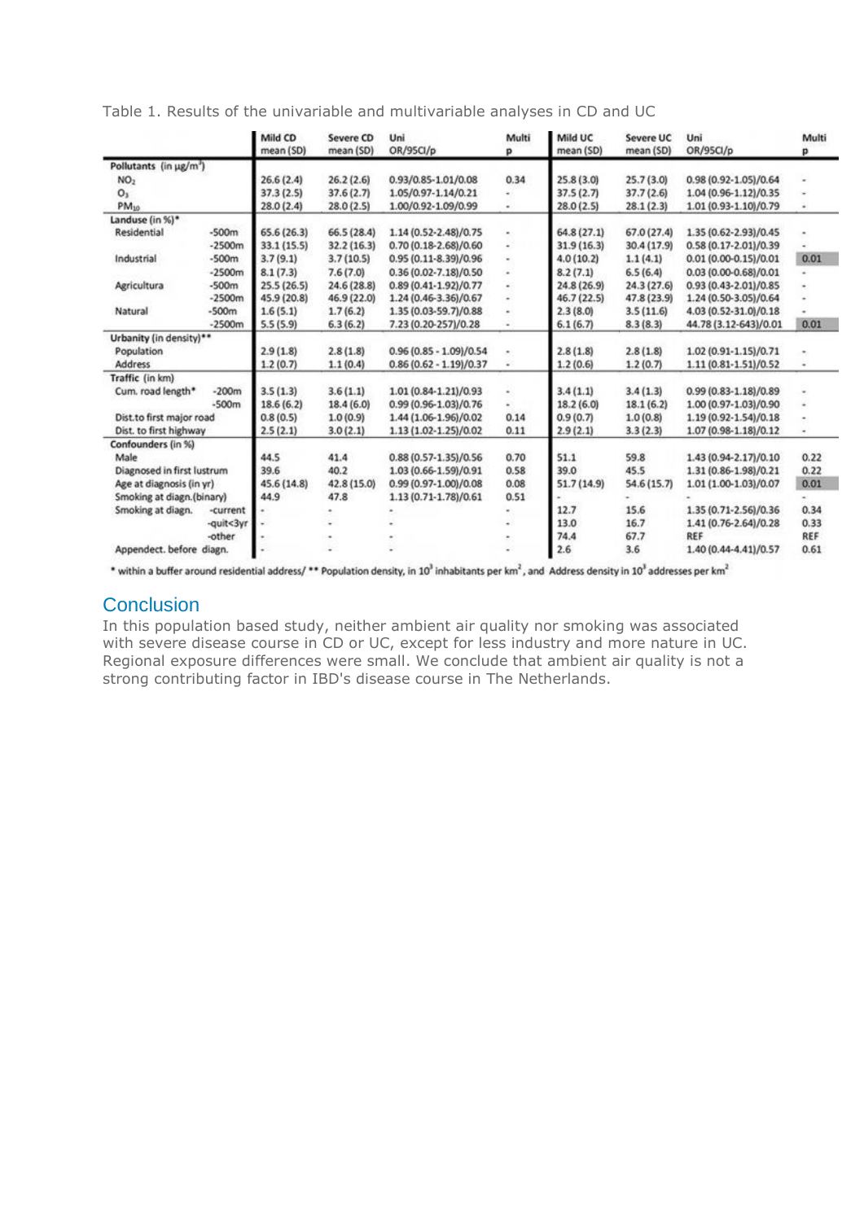Table 1. Results of the univariable and multivariable analyses in CD and UC

| | | Mild CD mean (SD) | Severe CD mean (SD) | Uni OR/95CI/p | Multi p | Mild UC mean (SD) | Severe UC mean (SD) | Uni OR/95CI/p | Multi p |
|---|---|---|---|---|---|---|---|---|---|
| **Pollutants** (in µg/m$^3$) | | | | | | | | | |
| $NO_2$ | | 26.6 (2.4) | 26.2 (2.6) | 0.93/0.85-1.01/0.08 | 0.34 | 25.8 (3.0) | 25.7 (3.0) | 0.98 (0.92-1.05)/0.64 | - |
| $O_3$ | | 37.3 (2.5) | 37.6 (2.7) | 1.05/0.97-1.14/0.21 | - | 37.5 (2.7) | 37.7 (2.6) | 1.04 (0.96-1.12)/0.35 | - |
| $PM_{10}$ | | 28.0 (2.4) | 28.0 (2.5) | 1.00/0.92-1.09/0.99 | - | 28.0 (2.5) | 28.1 (2.3) | 1.01 (0.93-1.10)/0.79 | - |
| **Landuse** (in %)* | | | | | | | | | |
| Residential | -500m | 65.6 (26.3) | 66.5 (28.4) | 1.14 (0.52-2.48)/0.75 | - | 64.8 (27.1) | 67.0 (27.4) | 1.35 (0.62-2.93)/0.45 | - |
| | -2500m | 33.1 (15.5) | 32.2 (16.3) | 0.70 (0.18-2.68)/0.60 | - | 31.9 (16.3) | 30.4 (17.9) | 0.58 (0.17-2.01)/0.39 | - |
| Industrial | -500m | 3.7 (9.1) | 3.7 (10.5) | 0.95 (0.11-8.39)/0.96 | - | 4.0 (10.2) | 1.1 (4.1) | 0.01 (0.00-0.15)/0.01 | 0.01 |
| | -2500m | 8.1 (7.3) | 7.6 (7.0) | 0.36 (0.02-7.18)/0.50 | - | 8.2 (7.1) | 6.5 (6.4) | 0.03 (0.00-0.68)/0.01 | - |
| Agricultura | -500m | 25.5 (26.5) | 24.6 (28.8) | 0.89 (0.41-1.92)/0.77 | - | 24.8 (26.9) | 24.3 (27.6) | 0.93 (0.43-2.01)/0.85 | - |
| | -2500m | 45.9 (20.8) | 46.9 (22.0) | 1.24 (0.46-3.36)/0.67 | - | 46.7 (22.5) | 47.8 (23.9) | 1.24 (0.50-3.05)/0.64 | - |
| Natural | -500m | 1.6 (5.1) | 1.7 (6.2) | 1.35 (0.03-59.7)/0.88 | - | 2.3 (8.0) | 3.5 (11.6) | 4.03 (0.52-31.0)/0.18 | - |
| | -2500m | 5.5 (5.9) | 6.3 (6.2) | 7.23 (0.20-257)/0.28 | - | 6.1 (6.7) | 8.3 (8.3) | 44.78 (3.12-643)/0.01 | 0.01 |
| **Urbanity** (in density)** | | | | | | | | | |
| Population | | 2.9 (1.8) | 2.8 (1.8) | 0.96 (0.85 - 1.09)/0.54 | - | 2.8 (1.8) | 2.8 (1.8) | 1.02 (0.91-1.15)/0.71 | - |
| Address | | 1.2 (0.7) | 1.1 (0.4) | 0.86 (0.62 - 1.19)/0.37 | - | 1.2 (0.6) | 1.2 (0.7) | 1.11 (0.81-1.51)/0.52 | - |
| **Traffic** (in km) | | | | | | | | | |
| Cum. road length* | -200m | 3.5 (1.3) | 3.6 (1.1) | 1.01 (0.84-1.21)/0.93 | - | 3.4 (1.1) | 3.4 (1.3) | 0.99 (0.83-1.18)/0.89 | - |
| | -500m | 18.6 (6.2) | 18.4 (6.0) | 0.99 (0.96-1.03)/0.76 | - | 18.2 (6.0) | 18.1 (6.2) | 1.00 (0.97-1.03)/0.90 | - |
| Dist.to first major road | | 0.8 (0.5) | 1.0 (0.9) | 1.44 (1.06-1.96)/0.02 | 0.14 | 0.9 (0.7) | 1.0 (0.8) | 1.19 (0.92-1.54)/0.18 | - |
| Dist. to first highway | | 2.5 (2.1) | 3.0 (2.1) | 1.13 (1.02-1.25)/0.02 | 0.11 | 2.9 (2.1) | 3.3 (2.3) | 1.07 (0.98-1.18)/0.12 | - |
| **Confounders** (in %) | | | | | | | | | |
| Male | | 44.5 | 41.4 | 0.88 (0.57-1.35)/0.56 | 0.70 | 51.1 | 59.8 | 1.43 (0.94-2.17)/0.10 | 0.22 |
| Diagnosed in first lustrum | | 39.6 | 40.2 | 1.03 (0.66-1.59)/0.91 | 0.58 | 39.0 | 45.5 | 1.31 (0.86-1.98)/0.21 | 0.22 |
| Age at diagnosis (in yr) | | 45.6 (14.8) | 42.8 (15.0) | 0.99 (0.97-1.00)/0.08 | 0.08 | 51.7 (14.9) | 54.6 (15.7) | 1.01 (1.00-1.03)/0.07 | 0.01 |
| Smoking at diagn.(binary) | | 44.9 | 47.8 | 1.13 (0.71-1.78)/0.61 | 0.51 | - | - | - | - |
| Smoking at diagn. | -current | - | - | - | - | 12.7 | 15.6 | 1.35 (0.71-2.56)/0.36 | 0.34 |
| | -quit<3yr | - | - | - | - | 13.0 | 16.7 | 1.41 (0.76-2.64)/0.28 | 0.33 |
| | -other | - | - | - | - | 74.4 | 67.7 | REF | REF |
| Appendect. before diagn. | | - | - | - | - | 2.6 | 3.6 | 1.40 (0.44-4.41)/0.57 | 0.61 |

\* within a buffer around residential address/ ** Population density, in $10^3$ inhabitants per km$^2$, and Address density in $10^3$ addresses per km$^2$

## Conclusion

In this population based study, neither ambient air quality nor smoking was associated with severe disease course in CD or UC, except for less industry and more nature in UC. Regional exposure differences were small. We conclude that ambient air quality is not a strong contributing factor in IBD's disease course in The Netherlands.